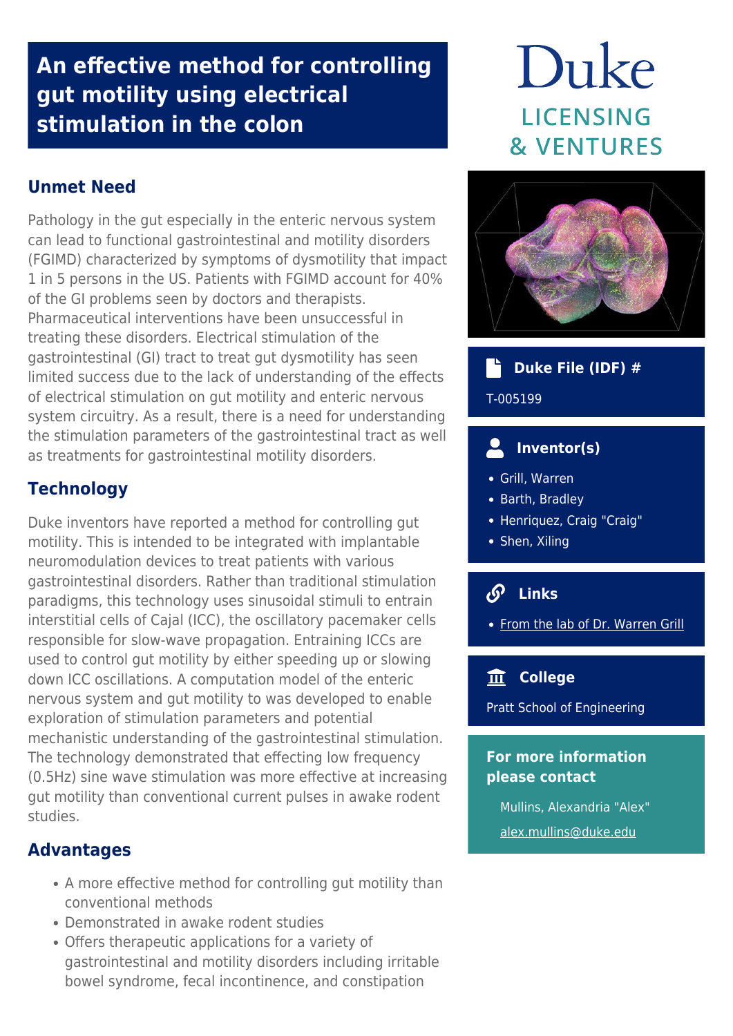# An effective method for controlling gut motility using electrical stimulation in the colon

Duke LICENSING & VENTURES

## Unmet Need

Pathology in the gut especially in the enteric nervous system can lead to functional gastrointestinal and motility disorders (FGIMD) characterized by symptoms of dysmotility that impact 1 in 5 persons in the US. Patients with FGIMD account for 40% of the GI problems seen by doctors and therapists. Pharmaceutical interventions have been unsuccessful in treating these disorders. Electrical stimulation of the gastrointestinal (GI) tract to treat gut dysmotility has seen limited success due to the lack of understanding of the effects of electrical stimulation on gut motility and enteric nervous system circuitry. As a result, there is a need for understanding the stimulation parameters of the gastrointestinal tract as well as treatments for gastrointestinal motility disorders.

## Technology

Duke inventors have reported a method for controlling gut motility. This is intended to be integrated with implantable neuromodulation devices to treat patients with various gastrointestinal disorders. Rather than traditional stimulation paradigms, this technology uses sinusoidal stimuli to entrain interstitial cells of Cajal (ICC), the oscillatory pacemaker cells responsible for slow-wave propagation. Entraining ICCs are used to control gut motility by either speeding up or slowing down ICC oscillations. A computation model of the enteric nervous system and gut motility to was developed to enable exploration of stimulation parameters and potential mechanistic understanding of the gastrointestinal stimulation. The technology demonstrated that effecting low frequency (0.5Hz) sine wave stimulation was more effective at increasing gut motility than conventional current pulses in awake rodent studies.

## Advantages

- A more effective method for controlling gut motility than conventional methods
- Demonstrated in awake rodent studies
- Offers therapeutic applications for a variety of gastrointestinal and motility disorders including irritable bowel syndrome, fecal incontinence, and constipation

### Duke File (IDF) #

T-005199

### Inventor(s)

- Grill, Warren
- Barth, Bradley
- Henriquez, Craig "Craig"
- Shen, Xiling

### Links

- [From the lab of Dr. Warren Grill]()

### College

Pratt School of Engineering

### For more information please contact

Mullins, Alexandria "Alex"

[alex.mullins@duke.edu](mailto:alex.mullins@duke.edu)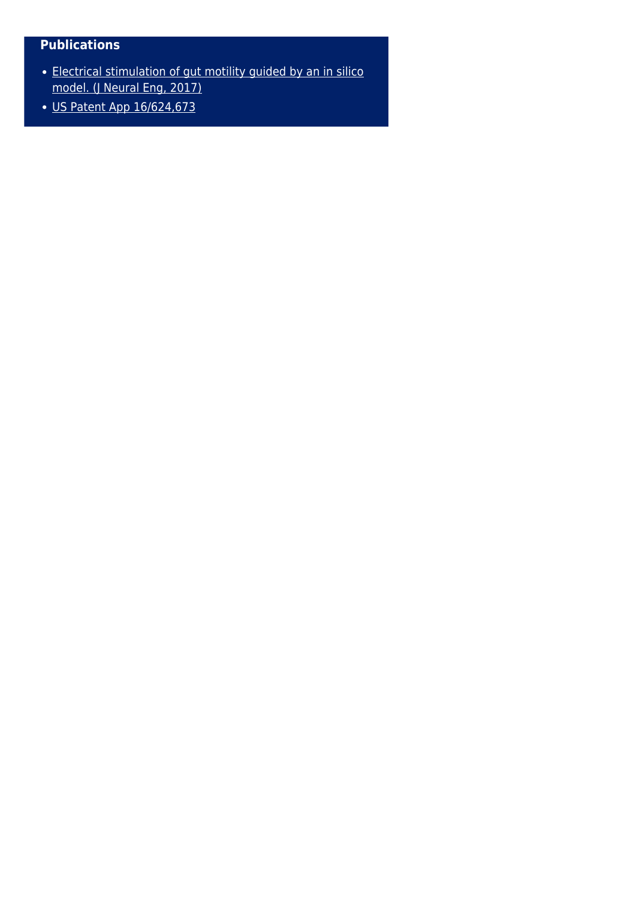### Publications

- Electrical stimulation of gut motility guided by an in silico model. (J Neural Eng, 2017)
- US Patent App 16/624,673